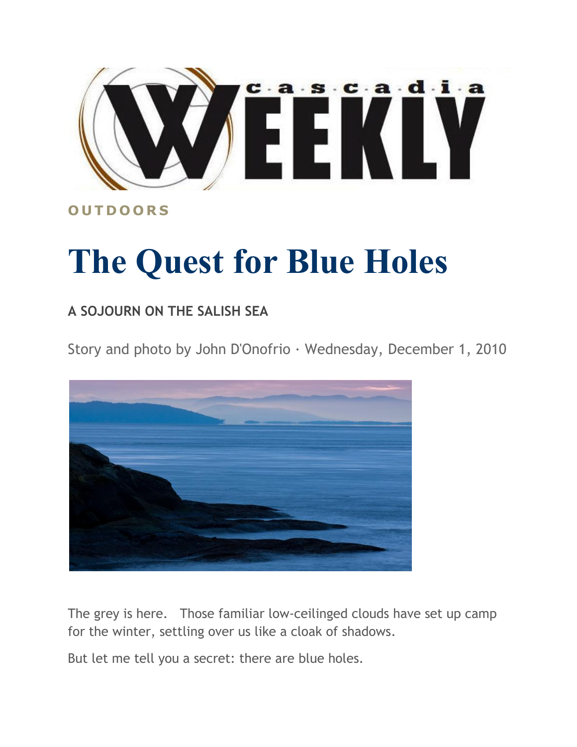OUTDOORS

# The Quest for Blue Holes

**A SOJOURN ON THE SALISH SEA**

Story and photo by John D'Onofrio · Wednesday, December 1, 2010

The grey is here. Those familiar low-ceilinged clouds have set up camp for the winter, settling over us like a cloak of shadows.

But let me tell you a secret: there are blue holes.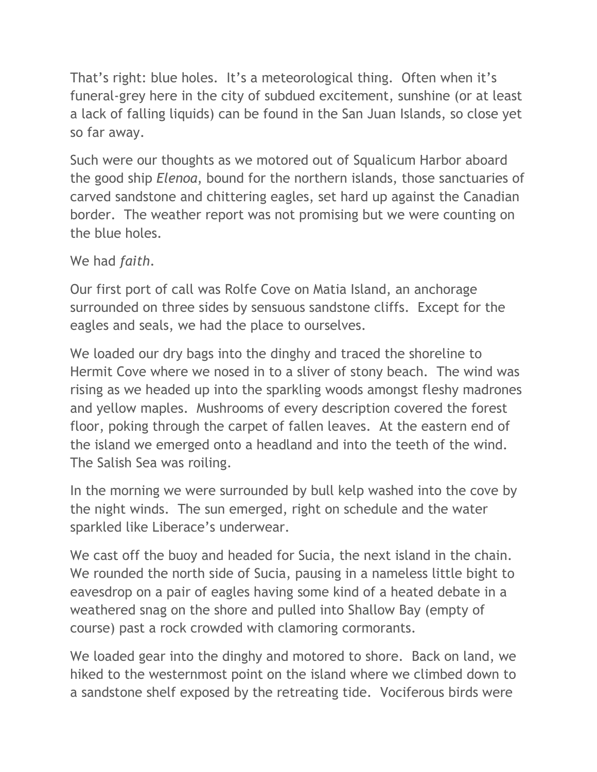That's right: blue holes. It's a meteorological thing. Often when it's funeral-grey here in the city of subdued excitement, sunshine (or at least a lack of falling liquids) can be found in the San Juan Islands, so close yet so far away.

Such were our thoughts as we motored out of Squalicum Harbor aboard the good ship *Elenoa*, bound for the northern islands, those sanctuaries of carved sandstone and chittering eagles, set hard up against the Canadian border. The weather report was not promising but we were counting on the blue holes.

We had *faith*.

Our first port of call was Rolfe Cove on Matia Island, an anchorage surrounded on three sides by sensuous sandstone cliffs. Except for the eagles and seals, we had the place to ourselves.

We loaded our dry bags into the dinghy and traced the shoreline to Hermit Cove where we nosed in to a sliver of stony beach. The wind was rising as we headed up into the sparkling woods amongst fleshy madrones and yellow maples. Mushrooms of every description covered the forest floor, poking through the carpet of fallen leaves. At the eastern end of the island we emerged onto a headland and into the teeth of the wind. The Salish Sea was roiling.

In the morning we were surrounded by bull kelp washed into the cove by the night winds. The sun emerged, right on schedule and the water sparkled like Liberace's underwear.

We cast off the buoy and headed for Sucia, the next island in the chain. We rounded the north side of Sucia, pausing in a nameless little bight to eavesdrop on a pair of eagles having some kind of a heated debate in a weathered snag on the shore and pulled into Shallow Bay (empty of course) past a rock crowded with clamoring cormorants.

We loaded gear into the dinghy and motored to shore. Back on land, we hiked to the westernmost point on the island where we climbed down to a sandstone shelf exposed by the retreating tide. Vociferous birds were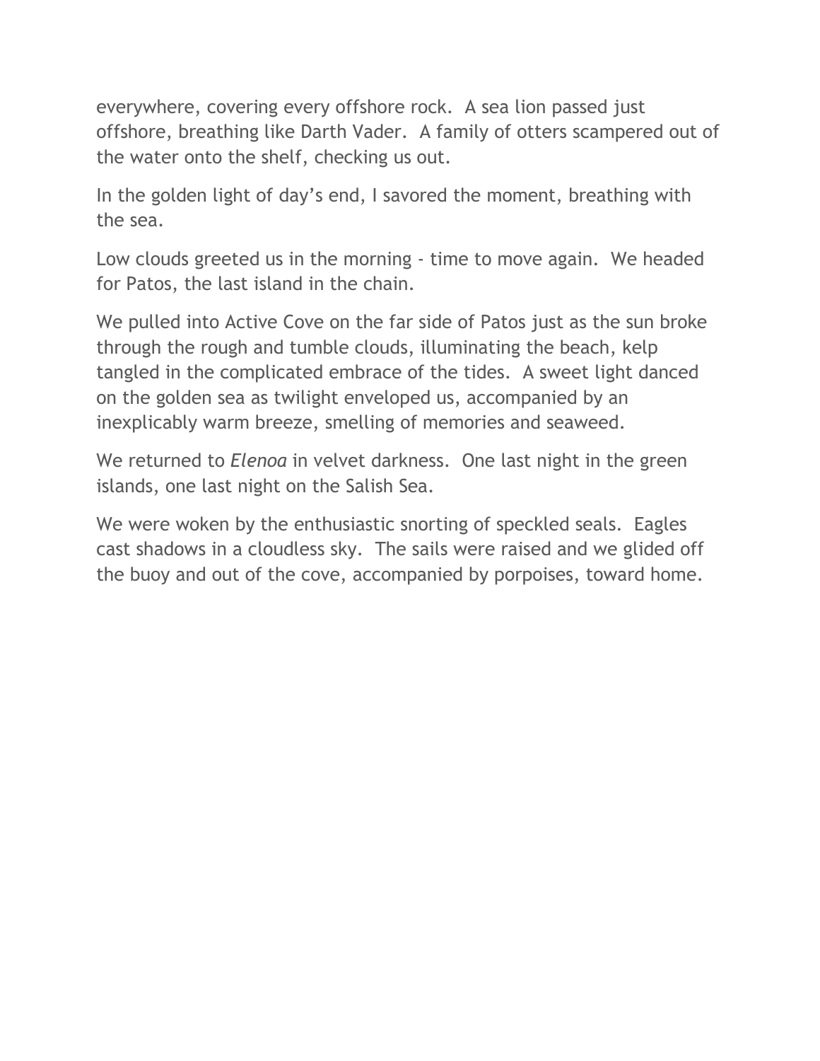everywhere, covering every offshore rock.  A sea lion passed just offshore, breathing like Darth Vader.  A family of otters scampered out of the water onto the shelf, checking us out.

In the golden light of day's end, I savored the moment, breathing with the sea.

Low clouds greeted us in the morning - time to move again.  We headed for Patos, the last island in the chain.

We pulled into Active Cove on the far side of Patos just as the sun broke through the rough and tumble clouds, illuminating the beach, kelp tangled in the complicated embrace of the tides.  A sweet light danced on the golden sea as twilight enveloped us, accompanied by an inexplicably warm breeze, smelling of memories and seaweed.

We returned to *Elenoa* in velvet darkness.  One last night in the green islands, one last night on the Salish Sea.

We were woken by the enthusiastic snorting of speckled seals.  Eagles cast shadows in a cloudless sky.  The sails were raised and we glided off the buoy and out of the cove, accompanied by porpoises, toward home.